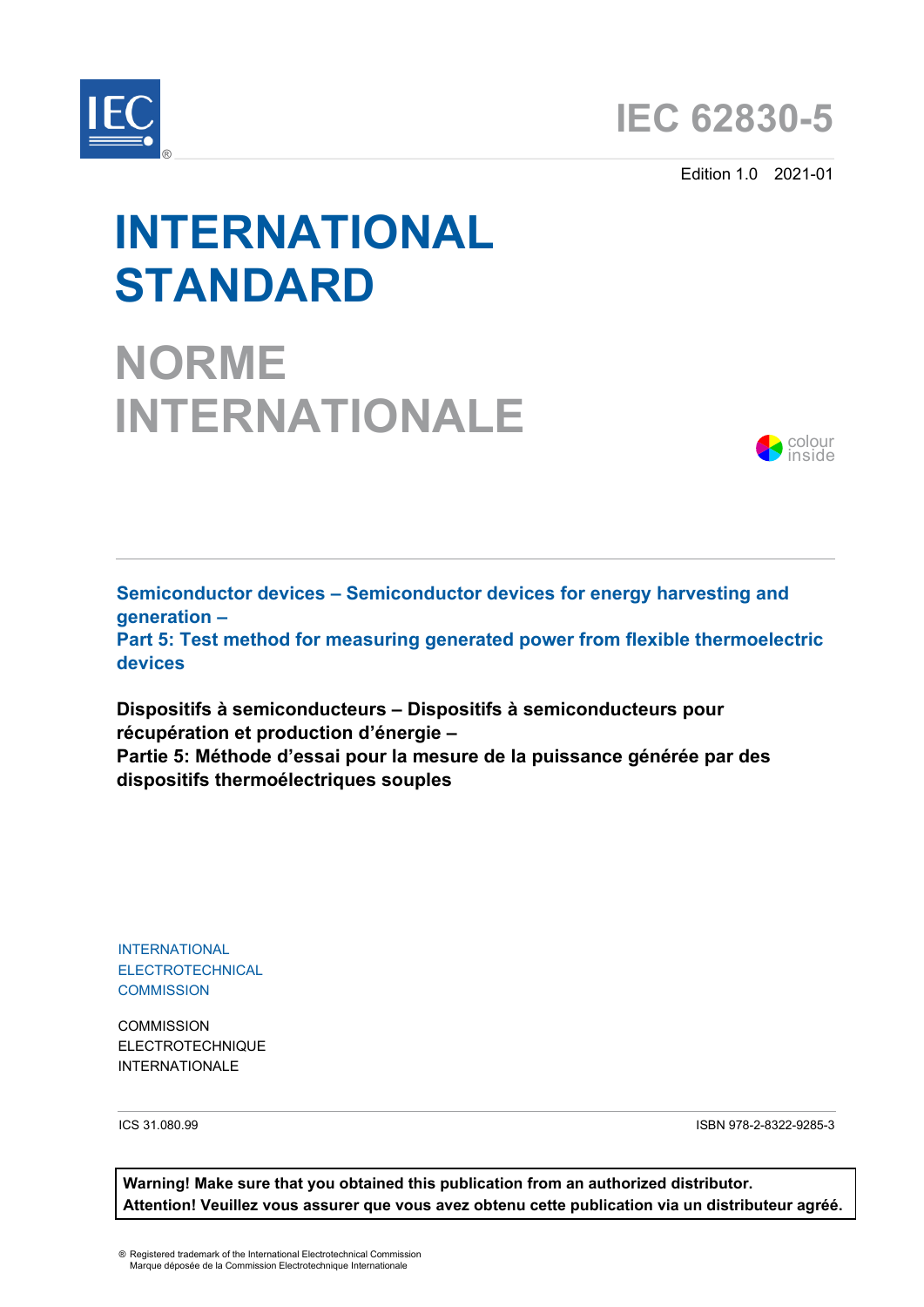# IEC 62830-5

Edition 1.0 2021-01

# INTERNATIONAL STANDARD

# NORME INTERNATIONALE

colour inside

**Semiconductor devices – Semiconductor devices for energy harvesting and generation –**
**Part 5: Test method for measuring generated power from flexible thermoelectric devices**

**Dispositifs à semiconducteurs – Dispositifs à semiconducteurs pour récupération et production d'énergie –**
**Partie 5: Méthode d'essai pour la mesure de la puissance générée par des dispositifs thermoélectriques souples**

INTERNATIONAL ELECTROTECHNICAL COMMISSION

COMMISSION ELECTROTECHNIQUE INTERNATIONALE

ICS 31.080.99

ISBN 978-2-8322-9285-3

**Warning! Make sure that you obtained this publication from an authorized distributor.**
**Attention! Veuillez vous assurer que vous avez obtenu cette publication via un distributeur agréé.**

® Registered trademark of the International Electrotechnical Commission
Marque déposée de la Commission Electrotechnique Internationale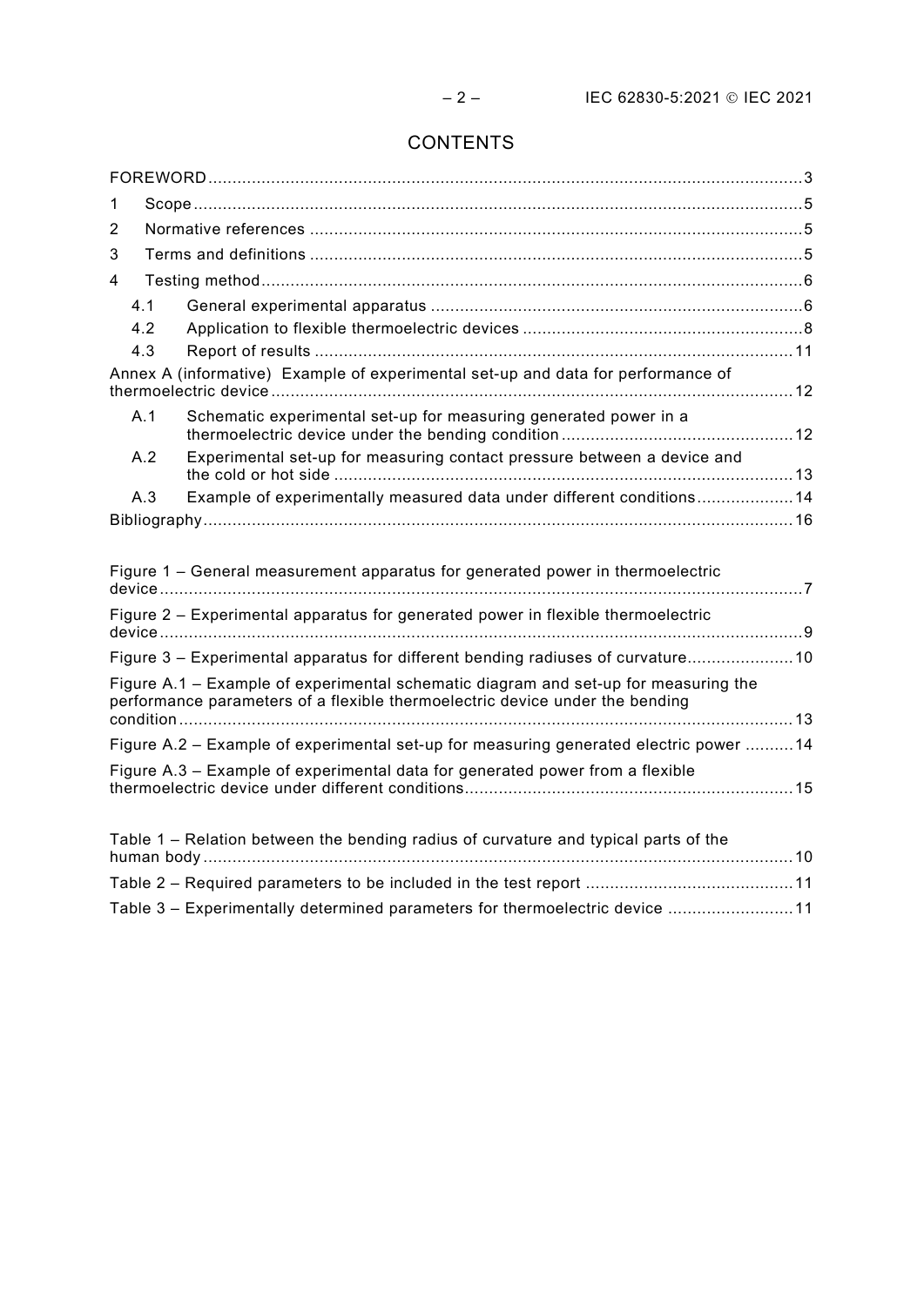# CONTENTS

FOREWORD .......... 3

1 Scope .......... 5

2 Normative references .......... 5

3 Terms and definitions .......... 5

4 Testing method .......... 6

- 4.1 General experimental apparatus .......... 6
- 4.2 Application to flexible thermoelectric devices .......... 8
- 4.3 Report of results .......... 11

Annex A (informative) Example of experimental set-up and data for performance of thermoelectric device .......... 12

- A.1 Schematic experimental set-up for measuring generated power in a thermoelectric device under the bending condition .......... 12
- A.2 Experimental set-up for measuring contact pressure between a device and the cold or hot side .......... 13
- A.3 Example of experimentally measured data under different conditions .......... 14

Bibliography .......... 16

Figure 1 – General measurement apparatus for generated power in thermoelectric device .......... 7

Figure 2 – Experimental apparatus for generated power in flexible thermoelectric device .......... 9

Figure 3 – Experimental apparatus for different bending radiuses of curvature .......... 10

Figure A.1 – Example of experimental schematic diagram and set-up for measuring the performance parameters of a flexible thermoelectric device under the bending condition .......... 13

Figure A.2 – Example of experimental set-up for measuring generated electric power .......... 14

Figure A.3 – Example of experimental data for generated power from a flexible thermoelectric device under different conditions .......... 15

Table 1 – Relation between the bending radius of curvature and typical parts of the human body .......... 10

Table 2 – Required parameters to be included in the test report .......... 11

Table 3 – Experimentally determined parameters for thermoelectric device .......... 11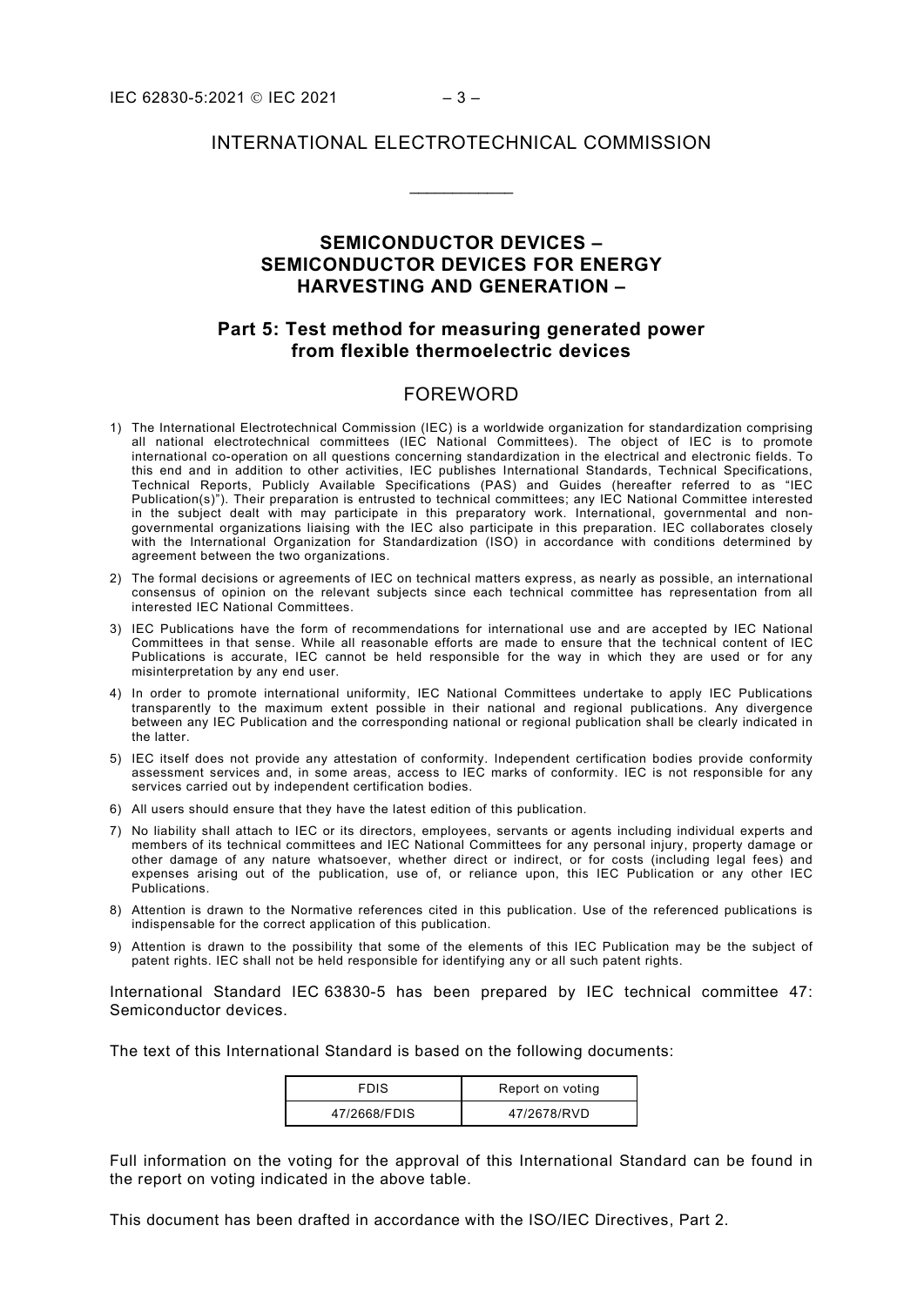# INTERNATIONAL ELECTROTECHNICAL COMMISSION

\_\_\_\_\_\_\_\_\_\_\_\_

## SEMICONDUCTOR DEVICES – SEMICONDUCTOR DEVICES FOR ENERGY HARVESTING AND GENERATION –

## Part 5: Test method for measuring generated power from flexible thermoelectric devices

## FOREWORD

1) The International Electrotechnical Commission (IEC) is a worldwide organization for standardization comprising all national electrotechnical committees (IEC National Committees). The object of IEC is to promote international co-operation on all questions concerning standardization in the electrical and electronic fields. To this end and in addition to other activities, IEC publishes International Standards, Technical Specifications, Technical Reports, Publicly Available Specifications (PAS) and Guides (hereafter referred to as "IEC Publication(s)"). Their preparation is entrusted to technical committees; any IEC National Committee interested in the subject dealt with may participate in this preparatory work. International, governmental and non-governmental organizations liaising with the IEC also participate in this preparation. IEC collaborates closely with the International Organization for Standardization (ISO) in accordance with conditions determined by agreement between the two organizations.
2) The formal decisions or agreements of IEC on technical matters express, as nearly as possible, an international consensus of opinion on the relevant subjects since each technical committee has representation from all interested IEC National Committees.
3) IEC Publications have the form of recommendations for international use and are accepted by IEC National Committees in that sense. While all reasonable efforts are made to ensure that the technical content of IEC Publications is accurate, IEC cannot be held responsible for the way in which they are used or for any misinterpretation by any end user.
4) In order to promote international uniformity, IEC National Committees undertake to apply IEC Publications transparently to the maximum extent possible in their national and regional publications. Any divergence between any IEC Publication and the corresponding national or regional publication shall be clearly indicated in the latter.
5) IEC itself does not provide any attestation of conformity. Independent certification bodies provide conformity assessment services and, in some areas, access to IEC marks of conformity. IEC is not responsible for any services carried out by independent certification bodies.
6) All users should ensure that they have the latest edition of this publication.
7) No liability shall attach to IEC or its directors, employees, servants or agents including individual experts and members of its technical committees and IEC National Committees for any personal injury, property damage or other damage of any nature whatsoever, whether direct or indirect, or for costs (including legal fees) and expenses arising out of the publication, use of, or reliance upon, this IEC Publication or any other IEC Publications.
8) Attention is drawn to the Normative references cited in this publication. Use of the referenced publications is indispensable for the correct application of this publication.
9) Attention is drawn to the possibility that some of the elements of this IEC Publication may be the subject of patent rights. IEC shall not be held responsible for identifying any or all such patent rights.

International Standard IEC 63830-5 has been prepared by IEC technical committee 47: Semiconductor devices.

The text of this International Standard is based on the following documents:

| FDIS | Report on voting |
|---|---|
| 47/2668/FDIS | 47/2678/RVD |

Full information on the voting for the approval of this International Standard can be found in the report on voting indicated in the above table.

This document has been drafted in accordance with the ISO/IEC Directives, Part 2.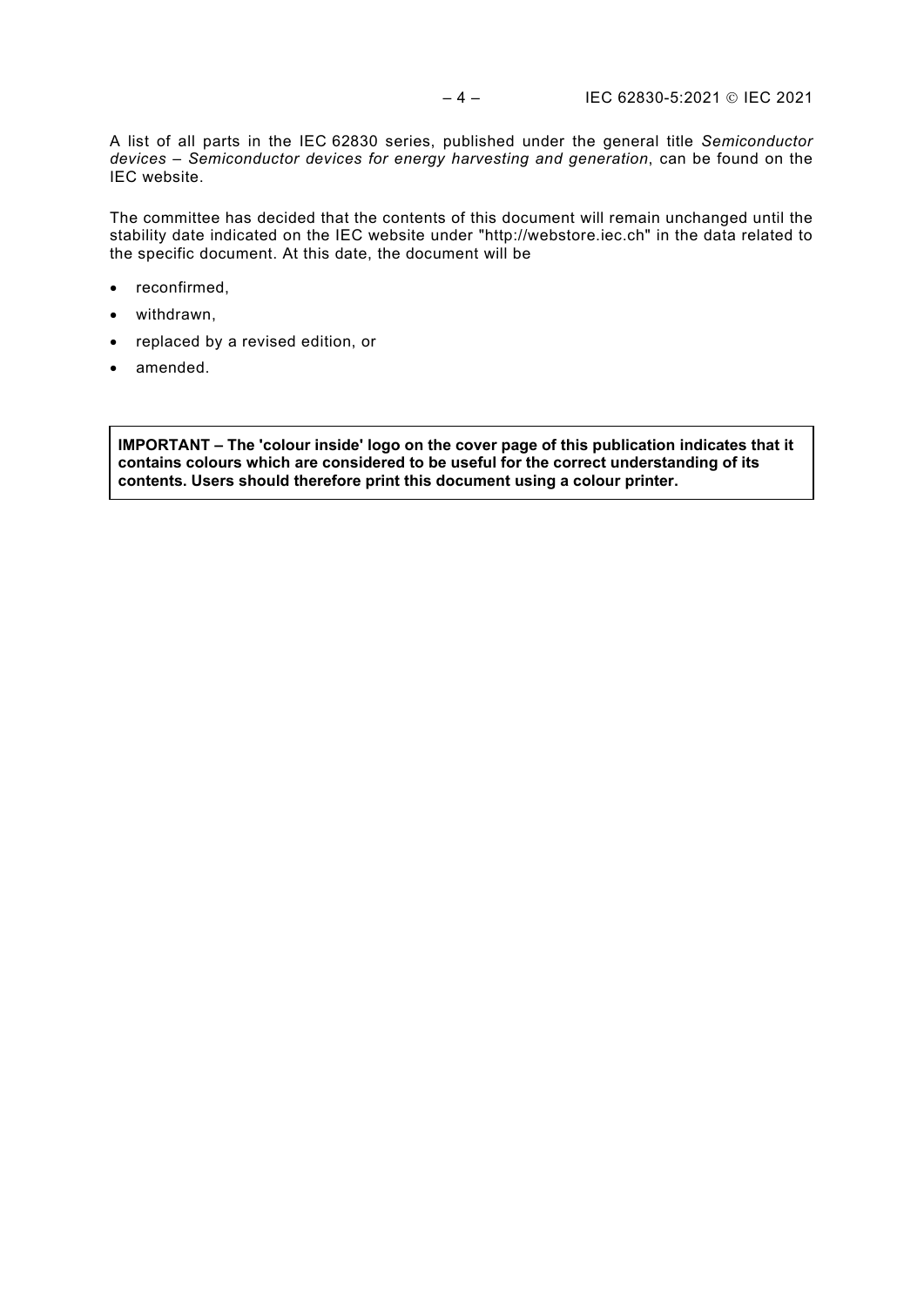A list of all parts in the IEC 62830 series, published under the general title *Semiconductor devices – Semiconductor devices for energy harvesting and generation*, can be found on the IEC website.

The committee has decided that the contents of this document will remain unchanged until the stability date indicated on the IEC website under "http://webstore.iec.ch" in the data related to the specific document. At this date, the document will be

- reconfirmed,
- withdrawn,
- replaced by a revised edition, or
- amended.

**IMPORTANT – The 'colour inside' logo on the cover page of this publication indicates that it contains colours which are considered to be useful for the correct understanding of its contents. Users should therefore print this document using a colour printer.**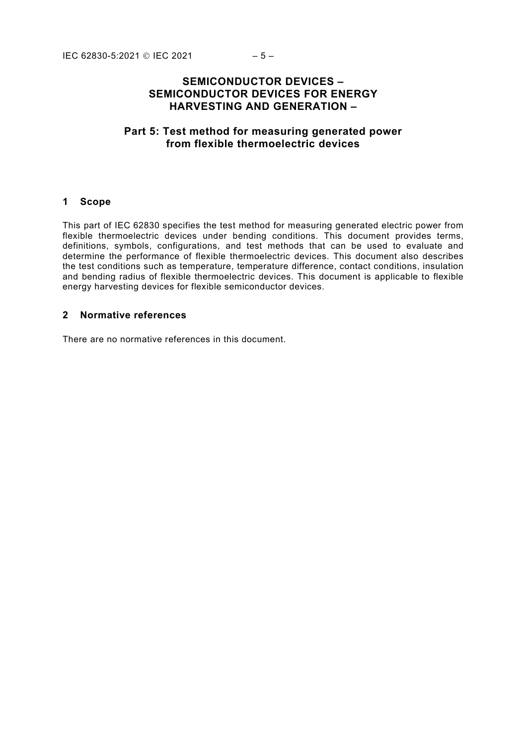# SEMICONDUCTOR DEVICES – SEMICONDUCTOR DEVICES FOR ENERGY HARVESTING AND GENERATION –

## Part 5: Test method for measuring generated power from flexible thermoelectric devices

## 1 Scope

This part of IEC 62830 specifies the test method for measuring generated electric power from flexible thermoelectric devices under bending conditions. This document provides terms, definitions, symbols, configurations, and test methods that can be used to evaluate and determine the performance of flexible thermoelectric devices. This document also describes the test conditions such as temperature, temperature difference, contact conditions, insulation and bending radius of flexible thermoelectric devices. This document is applicable to flexible energy harvesting devices for flexible semiconductor devices.

## 2 Normative references

There are no normative references in this document.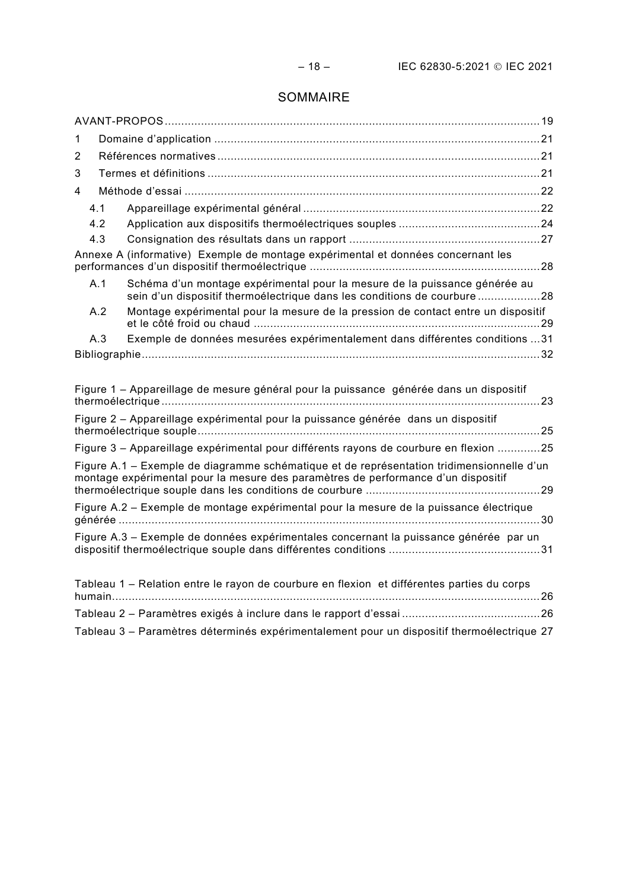# SOMMAIRE

AVANT-PROPOS ........................................................................................................ 19

1 Domaine d'application ........................................................................................ 21

2 Références normatives ........................................................................................ 21

3 Termes et définitions .......................................................................................... 21

4 Méthode d'essai .................................................................................................. 22

  4.1 Appareillage expérimental général ................................................................ 22

  4.2 Application aux dispositifs thermoélectriques souples .................................. 24

  4.3 Consignation des résultats dans un rapport .................................................. 27

Annexe A (informative) Exemple de montage expérimental et données concernant les performances d'un dispositif thermoélectrique ........................................................ 28

  A.1 Schéma d'un montage expérimental pour la mesure de la puissance générée au sein d'un dispositif thermoélectrique dans les conditions de courbure ..................... 28

  A.2 Montage expérimental pour la mesure de la pression de contact entre un dispositif et le côté froid ou chaud ...................................................................................... 29

  A.3 Exemple de données mesurées expérimentalement dans différentes conditions ... 31

Bibliographie .............................................................................................................. 32

Figure 1 – Appareillage de mesure général pour la puissance générée dans un dispositif thermoélectrique ....................................................................................................... 23

Figure 2 – Appareillage expérimental pour la puissance générée dans un dispositif thermoélectrique souple ............................................................................................ 25

Figure 3 – Appareillage expérimental pour différents rayons de courbure en flexion ............. 25

Figure A.1 – Exemple de diagramme schématique et de représentation tridimensionnelle d'un montage expérimental pour la mesure des paramètres de performance d'un dispositif thermoélectrique souple dans les conditions de courbure ............................................ 29

Figure A.2 – Exemple de montage expérimental pour la mesure de la puissance électrique générée ................................................................................................................. 30

Figure A.3 – Exemple de données expérimentales concernant la puissance générée par un dispositif thermoélectrique souple dans différentes conditions ........................................ 31

Tableau 1 – Relation entre le rayon de courbure en flexion et différentes parties du corps humain .................................................................................................................. 26

Tableau 2 – Paramètres exigés à inclure dans le rapport d'essai ........................................ 26

Tableau 3 – Paramètres déterminés expérimentalement pour un dispositif thermoélectrique 27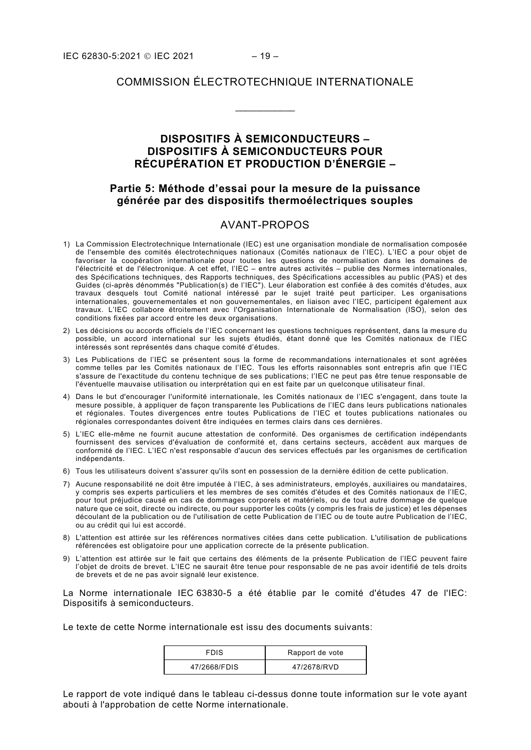COMMISSION ÉLECTROTECHNIQUE INTERNATIONALE

\_\_\_\_\_\_\_\_\_\_\_\_

# DISPOSITIFS À SEMICONDUCTEURS – DISPOSITIFS À SEMICONDUCTEURS POUR RÉCUPÉRATION ET PRODUCTION D’ÉNERGIE –

## Partie 5: Méthode d’essai pour la mesure de la puissance générée par des dispositifs thermoélectriques souples

## AVANT-PROPOS

1) La Commission Electrotechnique Internationale (IEC) est une organisation mondiale de normalisation composée de l'ensemble des comités électrotechniques nationaux (Comités nationaux de l’IEC). L’IEC a pour objet de favoriser la coopération internationale pour toutes les questions de normalisation dans les domaines de l'électricité et de l'électronique. A cet effet, l’IEC – entre autres activités – publie des Normes internationales, des Spécifications techniques, des Rapports techniques, des Spécifications accessibles au public (PAS) et des Guides (ci-après dénommés "Publication(s) de l’IEC"). Leur élaboration est confiée à des comités d'études, aux travaux desquels tout Comité national intéressé par le sujet traité peut participer. Les organisations internationales, gouvernementales et non gouvernementales, en liaison avec l’IEC, participent également aux travaux. L’IEC collabore étroitement avec l'Organisation Internationale de Normalisation (ISO), selon des conditions fixées par accord entre les deux organisations.
2) Les décisions ou accords officiels de l’IEC concernant les questions techniques représentent, dans la mesure du possible, un accord international sur les sujets étudiés, étant donné que les Comités nationaux de l’IEC intéressés sont représentés dans chaque comité d’études.
3) Les Publications de l’IEC se présentent sous la forme de recommandations internationales et sont agréées comme telles par les Comités nationaux de l’IEC. Tous les efforts raisonnables sont entrepris afin que l’IEC s'assure de l'exactitude du contenu technique de ses publications; l’IEC ne peut pas être tenue responsable de l'éventuelle mauvaise utilisation ou interprétation qui en est faite par un quelconque utilisateur final.
4) Dans le but d'encourager l'uniformité internationale, les Comités nationaux de l’IEC s'engagent, dans toute la mesure possible, à appliquer de façon transparente les Publications de l’IEC dans leurs publications nationales et régionales. Toutes divergences entre toutes Publications de l’IEC et toutes publications nationales ou régionales correspondantes doivent être indiquées en termes clairs dans ces dernières.
5) L’IEC elle-même ne fournit aucune attestation de conformité. Des organismes de certification indépendants fournissent des services d'évaluation de conformité et, dans certains secteurs, accèdent aux marques de conformité de l’IEC. L’IEC n'est responsable d'aucun des services effectués par les organismes de certification indépendants.
6) Tous les utilisateurs doivent s'assurer qu'ils sont en possession de la dernière édition de cette publication.
7) Aucune responsabilité ne doit être imputée à l’IEC, à ses administrateurs, employés, auxiliaires ou mandataires, y compris ses experts particuliers et les membres de ses comités d'études et des Comités nationaux de l’IEC, pour tout préjudice causé en cas de dommages corporels et matériels, ou de tout autre dommage de quelque nature que ce soit, directe ou indirecte, ou pour supporter les coûts (y compris les frais de justice) et les dépenses découlant de la publication ou de l'utilisation de cette Publication de l’IEC ou de toute autre Publication de l’IEC, ou au crédit qui lui est accordé.
8) L'attention est attirée sur les références normatives citées dans cette publication. L'utilisation de publications référencées est obligatoire pour une application correcte de la présente publication.
9) L’attention est attirée sur le fait que certains des éléments de la présente Publication de l’IEC peuvent faire l’objet de droits de brevet. L’IEC ne saurait être tenue pour responsable de ne pas avoir identifié de tels droits de brevets et de ne pas avoir signalé leur existence.

La Norme internationale IEC 63830-5 a été établie par le comité d'études 47 de l'IEC: Dispositifs à semiconducteurs.

Le texte de cette Norme internationale est issu des documents suivants:

| FDIS | Rapport de vote |
| --- | --- |
| 47/2668/FDIS | 47/2678/RVD |

Le rapport de vote indiqué dans le tableau ci-dessus donne toute information sur le vote ayant abouti à l'approbation de cette Norme internationale.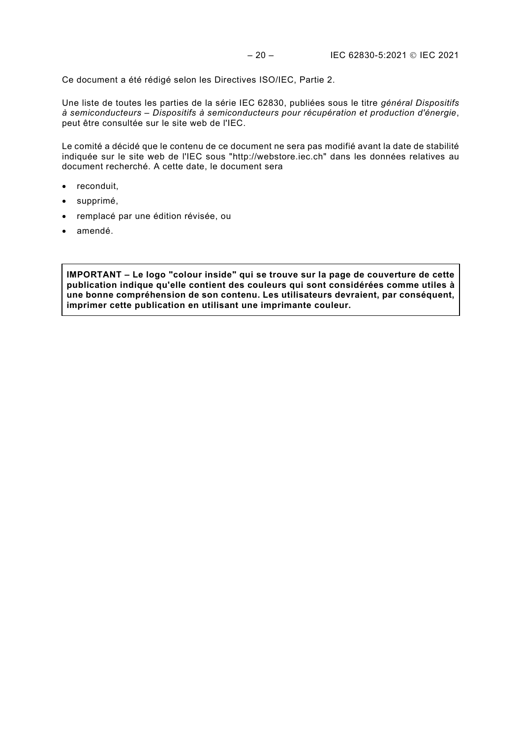Ce document a été rédigé selon les Directives ISO/IEC, Partie 2.

Une liste de toutes les parties de la série IEC 62830, publiées sous le titre *général Dispositifs à semiconducteurs – Dispositifs à semiconducteurs pour récupération et production d'énergie*, peut être consultée sur le site web de l'IEC.

Le comité a décidé que le contenu de ce document ne sera pas modifié avant la date de stabilité indiquée sur le site web de l'IEC sous "http://webstore.iec.ch" dans les données relatives au document recherché. A cette date, le document sera

- reconduit,
- supprimé,
- remplacé par une édition révisée, ou
- amendé.

**IMPORTANT – Le logo "colour inside" qui se trouve sur la page de couverture de cette publication indique qu'elle contient des couleurs qui sont considérées comme utiles à une bonne compréhension de son contenu. Les utilisateurs devraient, par conséquent, imprimer cette publication en utilisant une imprimante couleur.**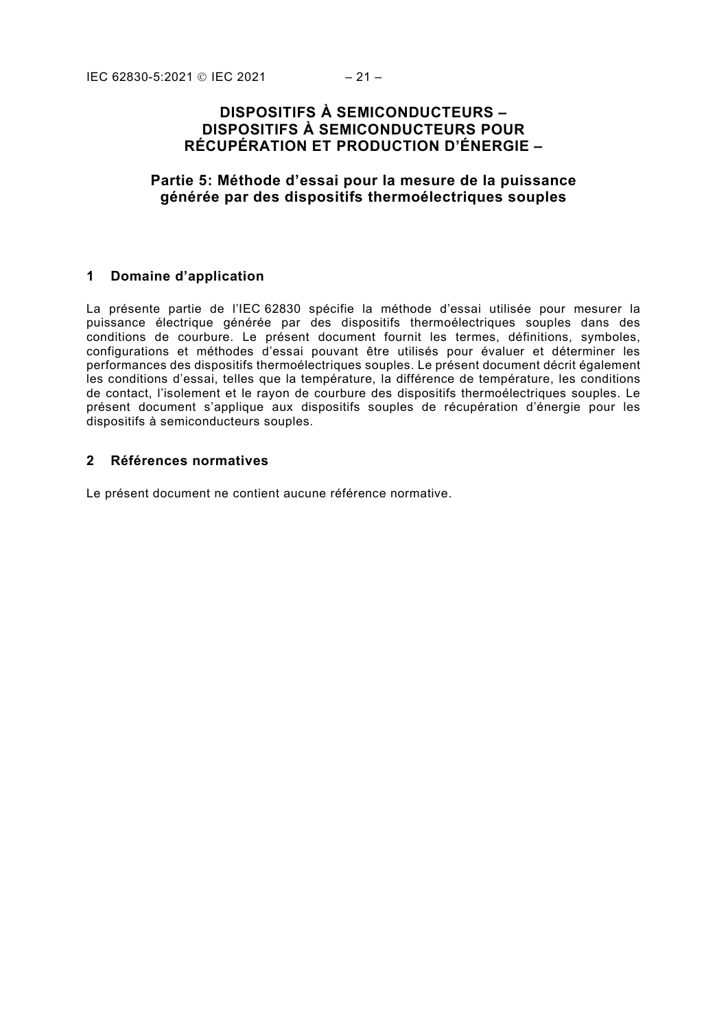# DISPOSITIFS À SEMICONDUCTEURS – DISPOSITIFS À SEMICONDUCTEURS POUR RÉCUPÉRATION ET PRODUCTION D'ÉNERGIE –

## Partie 5: Méthode d'essai pour la mesure de la puissance générée par des dispositifs thermoélectriques souples

### 1 Domaine d'application

La présente partie de l'IEC 62830 spécifie la méthode d'essai utilisée pour mesurer la puissance électrique générée par des dispositifs thermoélectriques souples dans des conditions de courbure. Le présent document fournit les termes, définitions, symboles, configurations et méthodes d'essai pouvant être utilisés pour évaluer et déterminer les performances des dispositifs thermoélectriques souples. Le présent document décrit également les conditions d'essai, telles que la température, la différence de température, les conditions de contact, l'isolement et le rayon de courbure des dispositifs thermoélectriques souples. Le présent document s'applique aux dispositifs souples de récupération d'énergie pour les dispositifs à semiconducteurs souples.

### 2 Références normatives

Le présent document ne contient aucune référence normative.